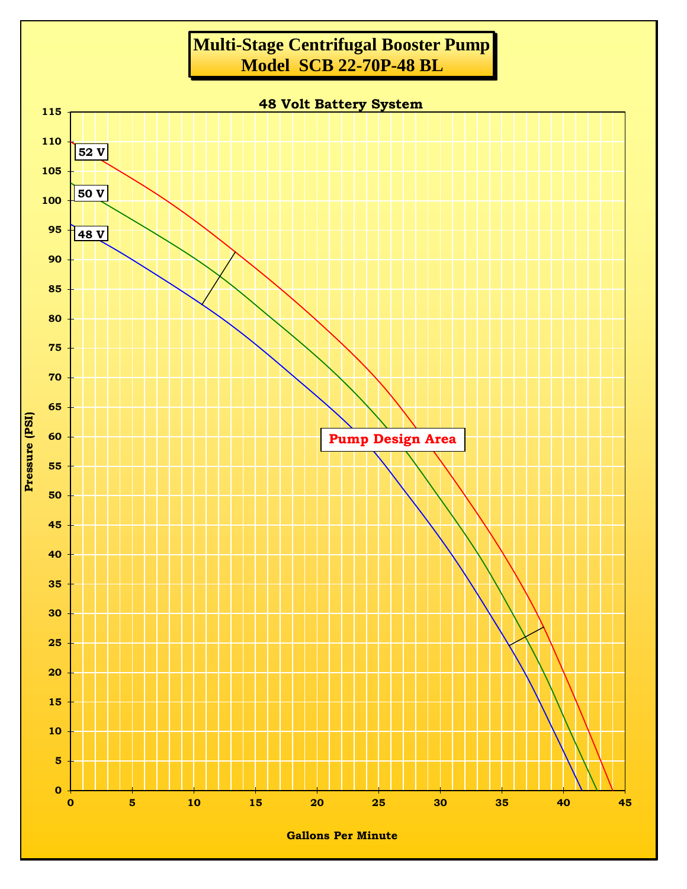# Multi-Stage Centrifugal Booster Pump
# Model SCB 22-70P-48 BL

48 Volt Battery System

Pressure (PSI)

115, 110, 105, 100, 95, 90, 85, 80, 75, 70, 65, 60, 55, 50, 45, 40, 35, 30, 25, 20, 15, 10, 5, 0

52 V

50 V

48 V

Pump Design Area

0, 5, 10, 15, 20, 25, 30, 35, 40, 45

Gallons Per Minute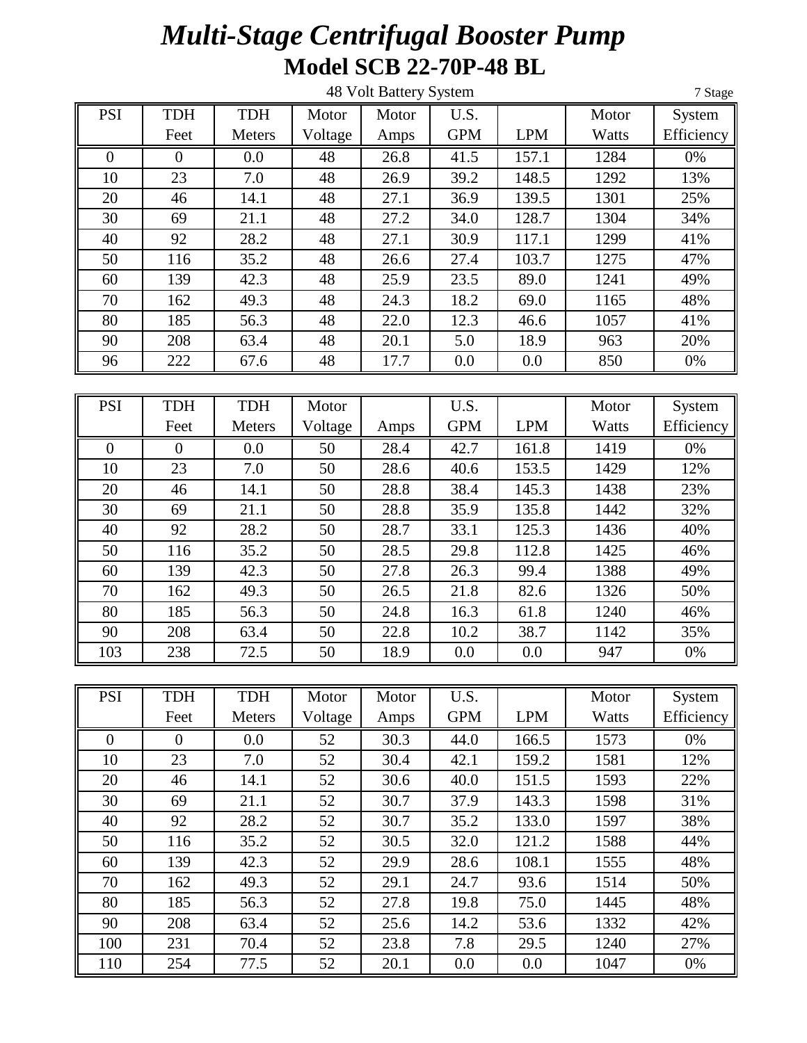# *Multi-Stage Centrifugal Booster Pump*

## Model SCB 22-70P-48 BL

48 Volt Battery System 7 Stage

| PSI | TDH Feet | TDH Meters | Motor Voltage | Motor Amps | U.S. GPM | LPM | Motor Watts | System Efficiency |
|---|---|---|---|---|---|---|---|---|
| 0 | 0 | 0.0 | 48 | 26.8 | 41.5 | 157.1 | 1284 | 0% |
| 10 | 23 | 7.0 | 48 | 26.9 | 39.2 | 148.5 | 1292 | 13% |
| 20 | 46 | 14.1 | 48 | 27.1 | 36.9 | 139.5 | 1301 | 25% |
| 30 | 69 | 21.1 | 48 | 27.2 | 34.0 | 128.7 | 1304 | 34% |
| 40 | 92 | 28.2 | 48 | 27.1 | 30.9 | 117.1 | 1299 | 41% |
| 50 | 116 | 35.2 | 48 | 26.6 | 27.4 | 103.7 | 1275 | 47% |
| 60 | 139 | 42.3 | 48 | 25.9 | 23.5 | 89.0 | 1241 | 49% |
| 70 | 162 | 49.3 | 48 | 24.3 | 18.2 | 69.0 | 1165 | 48% |
| 80 | 185 | 56.3 | 48 | 22.0 | 12.3 | 46.6 | 1057 | 41% |
| 90 | 208 | 63.4 | 48 | 20.1 | 5.0 | 18.9 | 963 | 20% |
| 96 | 222 | 67.6 | 48 | 17.7 | 0.0 | 0.0 | 850 | 0% |

| PSI | TDH Feet | TDH Meters | Motor Voltage | Amps | U.S. GPM | LPM | Motor Watts | System Efficiency |
|---|---|---|---|---|---|---|---|---|
| 0 | 0 | 0.0 | 50 | 28.4 | 42.7 | 161.8 | 1419 | 0% |
| 10 | 23 | 7.0 | 50 | 28.6 | 40.6 | 153.5 | 1429 | 12% |
| 20 | 46 | 14.1 | 50 | 28.8 | 38.4 | 145.3 | 1438 | 23% |
| 30 | 69 | 21.1 | 50 | 28.8 | 35.9 | 135.8 | 1442 | 32% |
| 40 | 92 | 28.2 | 50 | 28.7 | 33.1 | 125.3 | 1436 | 40% |
| 50 | 116 | 35.2 | 50 | 28.5 | 29.8 | 112.8 | 1425 | 46% |
| 60 | 139 | 42.3 | 50 | 27.8 | 26.3 | 99.4 | 1388 | 49% |
| 70 | 162 | 49.3 | 50 | 26.5 | 21.8 | 82.6 | 1326 | 50% |
| 80 | 185 | 56.3 | 50 | 24.8 | 16.3 | 61.8 | 1240 | 46% |
| 90 | 208 | 63.4 | 50 | 22.8 | 10.2 | 38.7 | 1142 | 35% |
| 103 | 238 | 72.5 | 50 | 18.9 | 0.0 | 0.0 | 947 | 0% |

| PSI | TDH Feet | TDH Meters | Motor Voltage | Motor Amps | U.S. GPM | LPM | Motor Watts | System Efficiency |
|---|---|---|---|---|---|---|---|---|
| 0 | 0 | 0.0 | 52 | 30.3 | 44.0 | 166.5 | 1573 | 0% |
| 10 | 23 | 7.0 | 52 | 30.4 | 42.1 | 159.2 | 1581 | 12% |
| 20 | 46 | 14.1 | 52 | 30.6 | 40.0 | 151.5 | 1593 | 22% |
| 30 | 69 | 21.1 | 52 | 30.7 | 37.9 | 143.3 | 1598 | 31% |
| 40 | 92 | 28.2 | 52 | 30.7 | 35.2 | 133.0 | 1597 | 38% |
| 50 | 116 | 35.2 | 52 | 30.5 | 32.0 | 121.2 | 1588 | 44% |
| 60 | 139 | 42.3 | 52 | 29.9 | 28.6 | 108.1 | 1555 | 48% |
| 70 | 162 | 49.3 | 52 | 29.1 | 24.7 | 93.6 | 1514 | 50% |
| 80 | 185 | 56.3 | 52 | 27.8 | 19.8 | 75.0 | 1445 | 48% |
| 90 | 208 | 63.4 | 52 | 25.6 | 14.2 | 53.6 | 1332 | 42% |
| 100 | 231 | 70.4 | 52 | 23.8 | 7.8 | 29.5 | 1240 | 27% |
| 110 | 254 | 77.5 | 52 | 20.1 | 0.0 | 0.0 | 1047 | 0% |